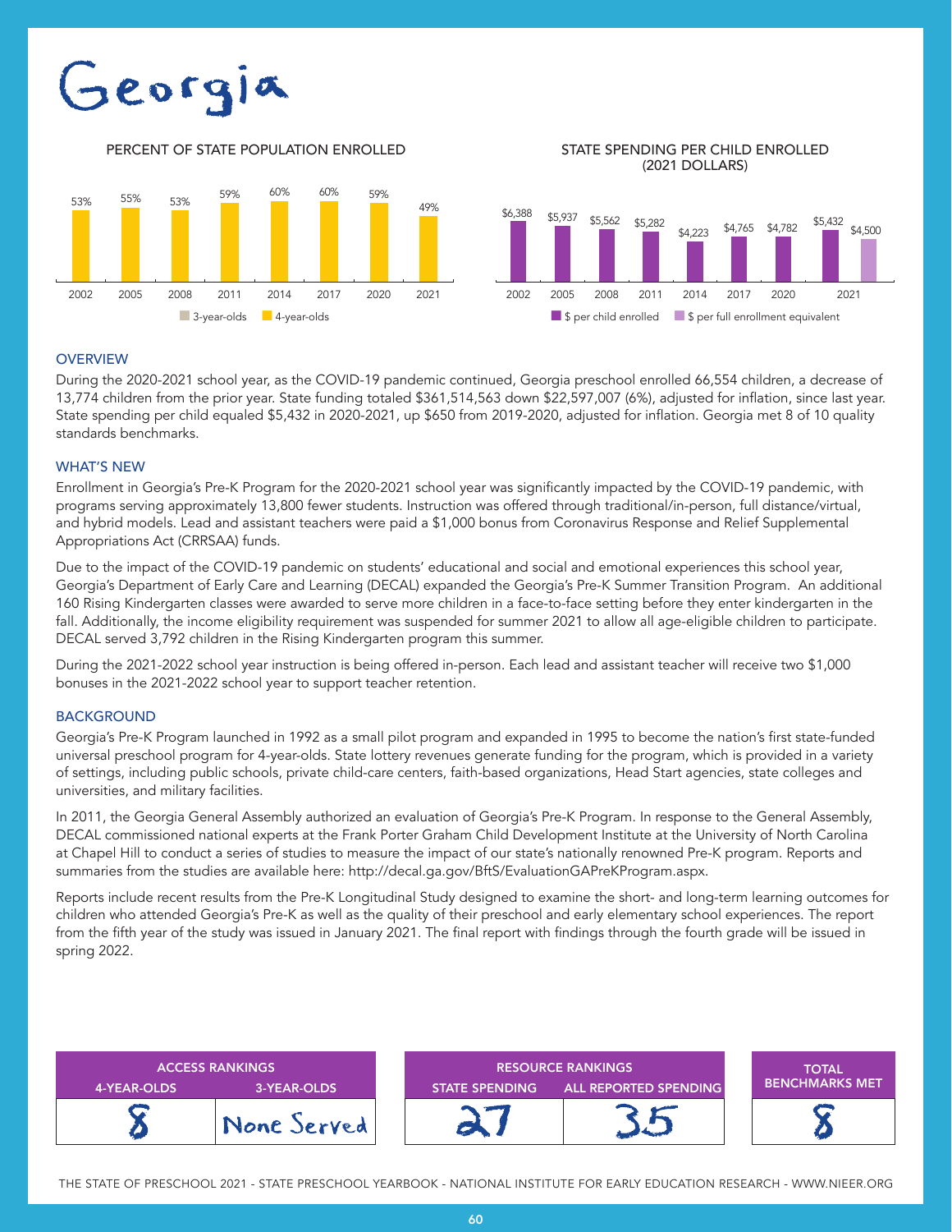# Georgia

## PERCENT OF STATE POPULATION ENROLLED

| | 2002 | 2005 | 2008 | 2011 | 2014 | 2017 | 2020 | 2021 |
|---|---|---|---|---|---|---|---|---|
| 4-year-olds | 53% | 55% | 53% | 59% | 60% | 60% | 59% | 49% |

Legend: 3-year-olds, 4-year-olds

## STATE SPENDING PER CHILD ENROLLED (2021 DOLLARS)

| | 2002 | 2005 | 2008 | 2011 | 2014 | 2017 | 2020 | 2021 |
|---|---|---|---|---|---|---|---|---|
| $ per child enrolled | $6,388 | $5,937 | $5,562 | $5,282 | $4,223 | $4,765 | $4,782 | $5,432 |
| $ per full enrollment equivalent | | | | | | | | $4,500 |

## OVERVIEW

During the 2020-2021 school year, as the COVID-19 pandemic continued, Georgia preschool enrolled 66,554 children, a decrease of 13,774 children from the prior year. State funding totaled $361,514,563 down $22,597,007 (6%), adjusted for inflation, since last year. State spending per child equaled $5,432 in 2020-2021, up $650 from 2019-2020, adjusted for inflation. Georgia met 8 of 10 quality standards benchmarks.

## WHAT'S NEW

Enrollment in Georgia's Pre-K Program for the 2020-2021 school year was significantly impacted by the COVID-19 pandemic, with programs serving approximately 13,800 fewer students. Instruction was offered through traditional/in-person, full distance/virtual, and hybrid models. Lead and assistant teachers were paid a $1,000 bonus from Coronavirus Response and Relief Supplemental Appropriations Act (CRRSAA) funds.

Due to the impact of the COVID-19 pandemic on students' educational and social and emotional experiences this school year, Georgia's Department of Early Care and Learning (DECAL) expanded the Georgia's Pre-K Summer Transition Program. An additional 160 Rising Kindergarten classes were awarded to serve more children in a face-to-face setting before they enter kindergarten in the fall. Additionally, the income eligibility requirement was suspended for summer 2021 to allow all age-eligible children to participate. DECAL served 3,792 children in the Rising Kindergarten program this summer.

During the 2021-2022 school year instruction is being offered in-person. Each lead and assistant teacher will receive two $1,000 bonuses in the 2021-2022 school year to support teacher retention.

## BACKGROUND

Georgia's Pre-K Program launched in 1992 as a small pilot program and expanded in 1995 to become the nation's first state-funded universal preschool program for 4-year-olds. State lottery revenues generate funding for the program, which is provided in a variety of settings, including public schools, private child-care centers, faith-based organizations, Head Start agencies, state colleges and universities, and military facilities.

In 2011, the Georgia General Assembly authorized an evaluation of Georgia's Pre-K Program. In response to the General Assembly, DECAL commissioned national experts at the Frank Porter Graham Child Development Institute at the University of North Carolina at Chapel Hill to conduct a series of studies to measure the impact of our state's nationally renowned Pre-K program. Reports and summaries from the studies are available here: http://decal.ga.gov/BftS/EvaluationGAPreKProgram.aspx.

Reports include recent results from the Pre-K Longitudinal Study designed to examine the short- and long-term learning outcomes for children who attended Georgia's Pre-K as well as the quality of their preschool and early elementary school experiences. The report from the fifth year of the study was issued in January 2021. The final report with findings through the fourth grade will be issued in spring 2022.

| ACCESS RANKINGS | | RESOURCE RANKINGS | | TOTAL BENCHMARKS MET |
|---|---|---|---|---|
| 4-YEAR-OLDS | 3-YEAR-OLDS | STATE SPENDING | ALL REPORTED SPENDING | |
| 8 | None Served | 27 | 35 | 8 |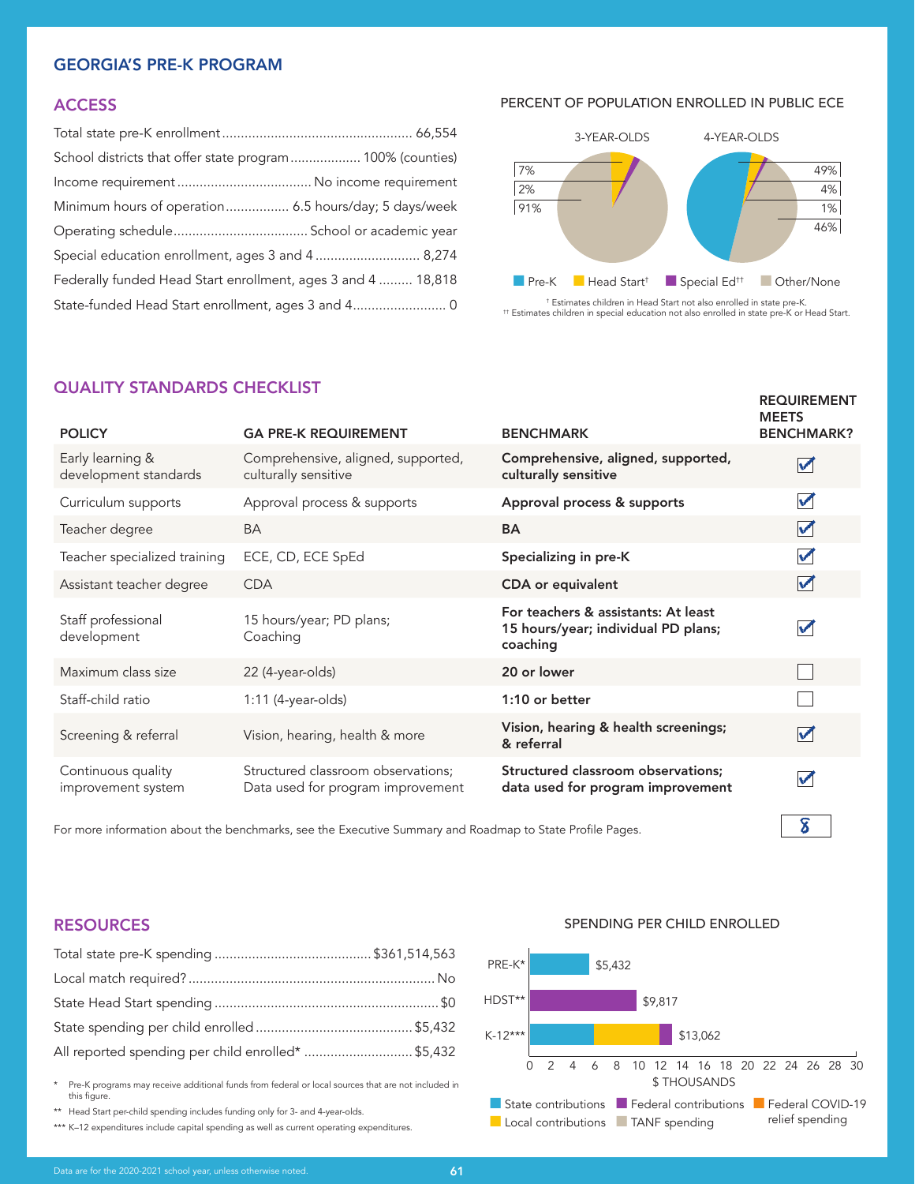# GEORGIA'S PRE-K PROGRAM

## ACCESS

Total state pre-K enrollment ........ 66,554

School districts that offer state program ........ 100% (counties)

Income requirement ........ No income requirement

Minimum hours of operation ........ 6.5 hours/day; 5 days/week

Operating schedule ........ School or academic year

Special education enrollment, ages 3 and 4 ........ 8,274

Federally funded Head Start enrollment, ages 3 and 4 ........ 18,818

State-funded Head Start enrollment, ages 3 and 4 ........ 0

PERCENT OF POPULATION ENROLLED IN PUBLIC ECE

3-YEAR-OLDS

7%
2%
91%

4-YEAR-OLDS

49%
4%
1%
46%

Pre-K
Head Start†
Special Ed††
Other/None

† Estimates children in Head Start not also enrolled in state pre-K.
†† Estimates children in special education not also enrolled in state pre-K or Head Start.

## QUALITY STANDARDS CHECKLIST

| POLICY | GA PRE-K REQUIREMENT | BENCHMARK | REQUIREMENT MEETS BENCHMARK? |
|---|---|---|---|
| Early learning & development standards | Comprehensive, aligned, supported, culturally sensitive | **Comprehensive, aligned, supported, culturally sensitive** | ☑ |
| Curriculum supports | Approval process & supports | **Approval process & supports** | ☑ |
| Teacher degree | BA | **BA** | ☑ |
| Teacher specialized training | ECE, CD, ECE SpEd | **Specializing in pre-K** | ☑ |
| Assistant teacher degree | CDA | **CDA or equivalent** | ☑ |
| Staff professional development | 15 hours/year; PD plans; Coaching | **For teachers & assistants: At least 15 hours/year; individual PD plans; coaching** | ☑ |
| Maximum class size | 22 (4-year-olds) | **20 or lower** | ☐ |
| Staff-child ratio | 1:11 (4-year-olds) | **1:10 or better** | ☐ |
| Screening & referral | Vision, hearing, health & more | **Vision, hearing & health screenings; & referral** | ☑ |
| Continuous quality improvement system | Structured classroom observations; Data used for program improvement | **Structured classroom observations; data used for program improvement** | ☑ |
| | | | 8 |

For more information about the benchmarks, see the Executive Summary and Roadmap to State Profile Pages.

## RESOURCES

Total state pre-K spending ........ $361,514,563

Local match required? ........ No

State Head Start spending ........ $0

State spending per child enrolled ........ $5,432

All reported spending per child enrolled* ........ $5,432

\* Pre-K programs may receive additional funds from federal or local sources that are not included in this figure.

** Head Start per-child spending includes funding only for 3- and 4-year-olds.

*** K–12 expenditures include capital spending as well as current operating expenditures.

SPENDING PER CHILD ENROLLED

PRE-K* $5,432
HDST** $9,817
K-12*** $13,062

0 2 4 6 8 10 12 14 16 18 20 22 24 26 28 30
$ THOUSANDS

State contributions
Local contributions
Federal contributions
TANF spending
Federal COVID-19 relief spending

Data are for the 2020-2021 school year, unless otherwise noted.